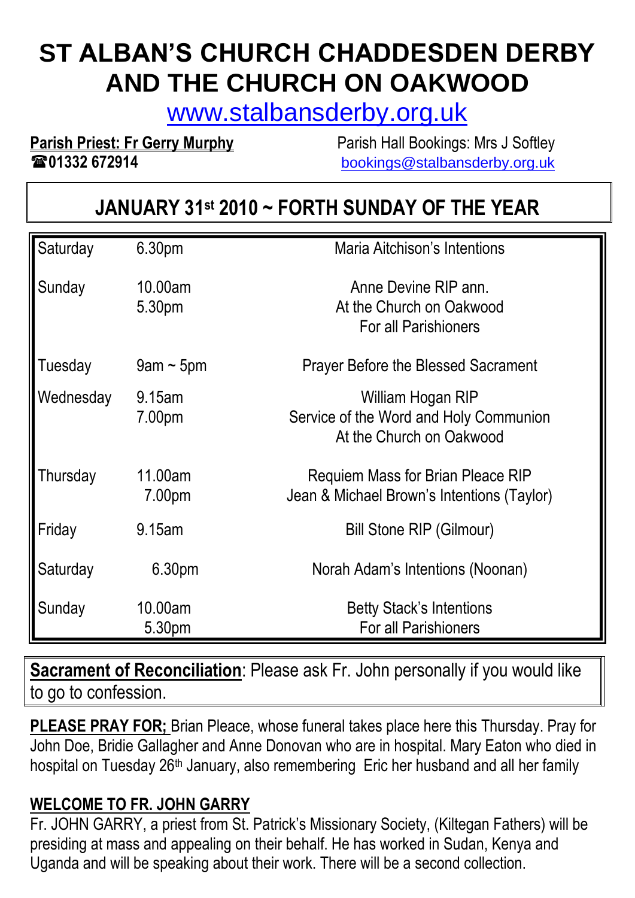# ST ALBAN'S CHURCH CHADDESDEN DERBY AND THE CHURCH ON OAKWOOD

www.stalbansderby.org.uk

**Parish Priest: Fr Gerry Murphy**
☎**01332 672914**

Parish Hall Bookings: Mrs J Softley
bookings@stalbansderby.org.uk

## JANUARY 31st 2010 ~ FORTH SUNDAY OF THE YEAR

| Day | Time | Intention |
|---|---|---|
| Saturday | 6.30pm | Maria Aitchison's Intentions |
| Sunday | 10.00am<br>5.30pm | Anne Devine RIP ann.<br>At the Church on Oakwood<br>For all Parishioners |
| Tuesday | 9am ~ 5pm | Prayer Before the Blessed Sacrament |
| Wednesday | 9.15am<br>7.00pm | William Hogan RIP<br>Service of the Word and Holy Communion<br>At the Church on Oakwood |
| Thursday | 11.00am<br>7.00pm | Requiem Mass for Brian Pleace RIP<br>Jean & Michael Brown's Intentions (Taylor) |
| Friday | 9.15am | Bill Stone RIP (Gilmour) |
| Saturday | 6.30pm | Norah Adam's Intentions (Noonan) |
| Sunday | 10.00am<br>5.30pm | Betty Stack's Intentions<br>For all Parishioners |

**Sacrament of Reconciliation**: Please ask Fr. John personally if you would like to go to confession.

**PLEASE PRAY FOR;** Brian Pleace, whose funeral takes place here this Thursday. Pray for John Doe, Bridie Gallagher and Anne Donovan who are in hospital. Mary Eaton who died in hospital on Tuesday 26th January, also remembering Eric her husband and all her family

**WELCOME TO FR. JOHN GARRY**

Fr. JOHN GARRY, a priest from St. Patrick's Missionary Society, (Kiltegan Fathers) will be presiding at mass and appealing on their behalf. He has worked in Sudan, Kenya and Uganda and will be speaking about their work. There will be a second collection.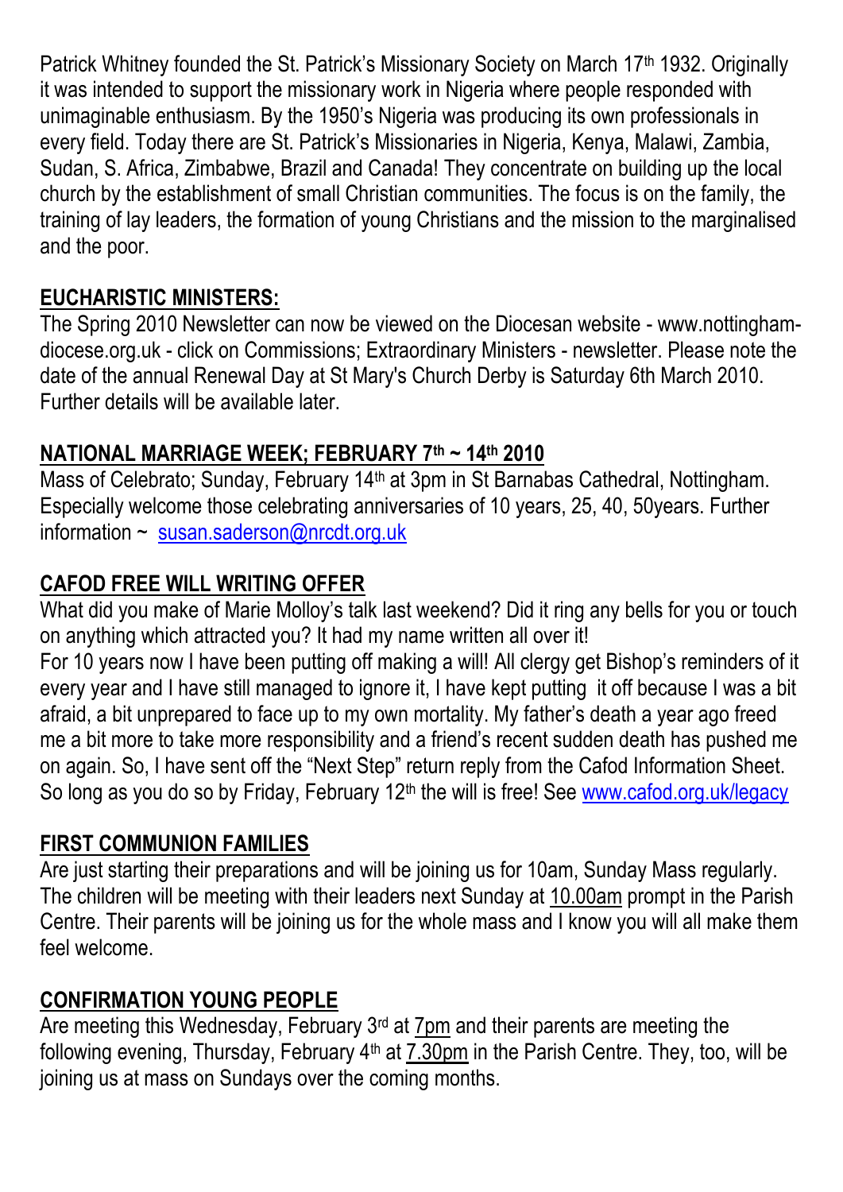Patrick Whitney founded the St. Patrick's Missionary Society on March 17th 1932. Originally it was intended to support the missionary work in Nigeria where people responded with unimaginable enthusiasm. By the 1950's Nigeria was producing its own professionals in every field. Today there are St. Patrick's Missionaries in Nigeria, Kenya, Malawi, Zambia, Sudan, S. Africa, Zimbabwe, Brazil and Canada! They concentrate on building up the local church by the establishment of small Christian communities. The focus is on the family, the training of lay leaders, the formation of young Christians and the mission to the marginalised and the poor.

## EUCHARISTIC MINISTERS:

The Spring 2010 Newsletter can now be viewed on the Diocesan website - www.nottingham-diocese.org.uk - click on Commissions; Extraordinary Ministers - newsletter. Please note the date of the annual Renewal Day at St Mary's Church Derby is Saturday 6th March 2010. Further details will be available later.

## NATIONAL MARRIAGE WEEK; FEBRUARY 7th ~ 14th 2010

Mass of Celebrato; Sunday, February 14th at 3pm in St Barnabas Cathedral, Nottingham. Especially welcome those celebrating anniversaries of 10 years, 25, 40, 50years. Further information ~ susan.saderson@nrcdt.org.uk

## CAFOD FREE WILL WRITING OFFER

What did you make of Marie Molloy's talk last weekend? Did it ring any bells for you or touch on anything which attracted you? It had my name written all over it!

For 10 years now I have been putting off making a will! All clergy get Bishop's reminders of it every year and I have still managed to ignore it, I have kept putting it off because I was a bit afraid, a bit unprepared to face up to my own mortality. My father's death a year ago freed me a bit more to take more responsibility and a friend's recent sudden death has pushed me on again. So, I have sent off the "Next Step" return reply from the Cafod Information Sheet. So long as you do so by Friday, February 12th the will is free! See www.cafod.org.uk/legacy

## FIRST COMMUNION FAMILIES

Are just starting their preparations and will be joining us for 10am, Sunday Mass regularly. The children will be meeting with their leaders next Sunday at 10.00am prompt in the Parish Centre. Their parents will be joining us for the whole mass and I know you will all make them feel welcome.

## CONFIRMATION YOUNG PEOPLE

Are meeting this Wednesday, February 3rd at 7pm and their parents are meeting the following evening, Thursday, February 4th at 7.30pm in the Parish Centre. They, too, will be joining us at mass on Sundays over the coming months.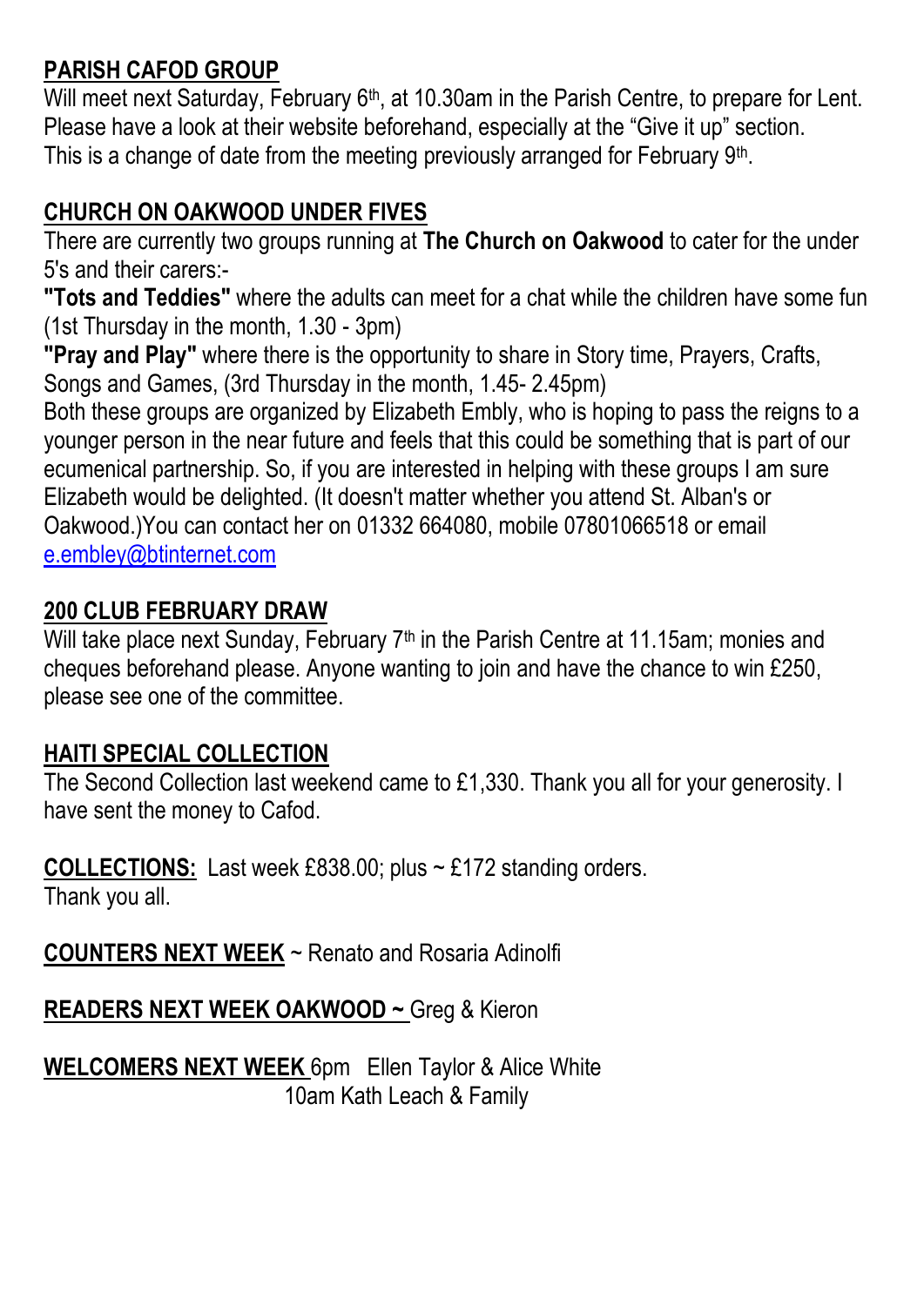## PARISH CAFOD GROUP

Will meet next Saturday, February 6th, at 10.30am in the Parish Centre, to prepare for Lent. Please have a look at their website beforehand, especially at the "Give it up" section. This is a change of date from the meeting previously arranged for February 9th.

## CHURCH ON OAKWOOD UNDER FIVES

There are currently two groups running at **The Church on Oakwood** to cater for the under 5's and their carers:-

**"Tots and Teddies"** where the adults can meet for a chat while the children have some fun (1st Thursday in the month, 1.30 - 3pm)

**"Pray and Play"** where there is the opportunity to share in Story time, Prayers, Crafts, Songs and Games, (3rd Thursday in the month, 1.45- 2.45pm)

Both these groups are organized by Elizabeth Embly, who is hoping to pass the reigns to a younger person in the near future and feels that this could be something that is part of our ecumenical partnership. So, if you are interested in helping with these groups I am sure Elizabeth would be delighted. (It doesn't matter whether you attend St. Alban's or Oakwood.)You can contact her on 01332 664080, mobile 07801066518 or email e.embley@btinternet.com

## 200 CLUB FEBRUARY DRAW

Will take place next Sunday, February 7th in the Parish Centre at 11.15am; monies and cheques beforehand please. Anyone wanting to join and have the chance to win £250, please see one of the committee.

## HAITI SPECIAL COLLECTION

The Second Collection last weekend came to £1,330. Thank you all for your generosity. I have sent the money to Cafod.

**COLLECTIONS:** Last week £838.00; plus ~ £172 standing orders.
Thank you all.

**COUNTERS NEXT WEEK** ~ Renato and Rosaria Adinolfi

**READERS NEXT WEEK OAKWOOD ~** Greg & Kieron

**WELCOMERS NEXT WEEK** 6pm Ellen Taylor & Alice White
10am Kath Leach & Family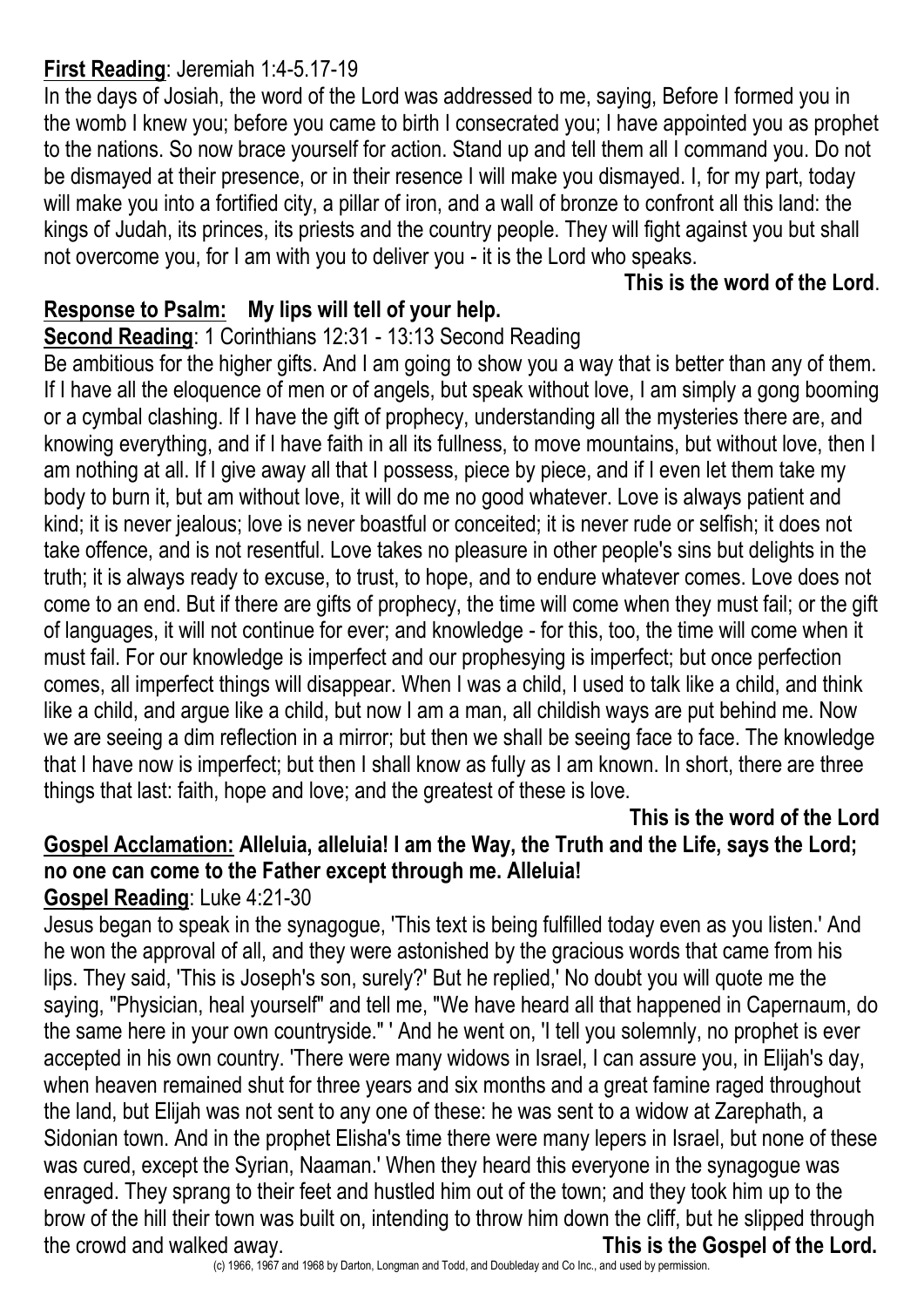**First Reading**: Jeremiah 1:4-5.17-19

In the days of Josiah, the word of the Lord was addressed to me, saying, Before I formed you in the womb I knew you; before you came to birth I consecrated you; I have appointed you as prophet to the nations. So now brace yourself for action. Stand up and tell them all I command you. Do not be dismayed at their presence, or in their resence I will make you dismayed. I, for my part, today will make you into a fortified city, a pillar of iron, and a wall of bronze to confront all this land: the kings of Judah, its princes, its priests and the country people. They will fight against you but shall not overcome you, for I am with you to deliver you - it is the Lord who speaks.

**This is the word of the Lord**.

**Response to Psalm: My lips will tell of your help.**

**Second Reading**: 1 Corinthians 12:31 - 13:13 Second Reading

Be ambitious for the higher gifts. And I am going to show you a way that is better than any of them. If I have all the eloquence of men or of angels, but speak without love, I am simply a gong booming or a cymbal clashing. If I have the gift of prophecy, understanding all the mysteries there are, and knowing everything, and if I have faith in all its fullness, to move mountains, but without love, then I am nothing at all. If I give away all that I possess, piece by piece, and if I even let them take my body to burn it, but am without love, it will do me no good whatever. Love is always patient and kind; it is never jealous; love is never boastful or conceited; it is never rude or selfish; it does not take offence, and is not resentful. Love takes no pleasure in other people's sins but delights in the truth; it is always ready to excuse, to trust, to hope, and to endure whatever comes. Love does not come to an end. But if there are gifts of prophecy, the time will come when they must fail; or the gift of languages, it will not continue for ever; and knowledge - for this, too, the time will come when it must fail. For our knowledge is imperfect and our prophesying is imperfect; but once perfection comes, all imperfect things will disappear. When I was a child, I used to talk like a child, and think like a child, and argue like a child, but now I am a man, all childish ways are put behind me. Now we are seeing a dim reflection in a mirror; but then we shall be seeing face to face. The knowledge that I have now is imperfect; but then I shall know as fully as I am known. In short, there are three things that last: faith, hope and love; and the greatest of these is love.

**This is the word of the Lord**

**Gospel Acclamation: Alleluia, alleluia! I am the Way, the Truth and the Life, says the Lord; no one can come to the Father except through me. Alleluia!**

**Gospel Reading**: Luke 4:21-30

Jesus began to speak in the synagogue, 'This text is being fulfilled today even as you listen.' And he won the approval of all, and they were astonished by the gracious words that came from his lips. They said, 'This is Joseph's son, surely?' But he replied,' No doubt you will quote me the saying, "Physician, heal yourself" and tell me, "We have heard all that happened in Capernaum, do the same here in your own countryside." ' And he went on, 'I tell you solemnly, no prophet is ever accepted in his own country. 'There were many widows in Israel, I can assure you, in Elijah's day, when heaven remained shut for three years and six months and a great famine raged throughout the land, but Elijah was not sent to any one of these: he was sent to a widow at Zarephath, a Sidonian town. And in the prophet Elisha's time there were many lepers in Israel, but none of these was cured, except the Syrian, Naaman.' When they heard this everyone in the synagogue was enraged. They sprang to their feet and hustled him out of the town; and they took him up to the brow of the hill their town was built on, intending to throw him down the cliff, but he slipped through the crowd and walked away. **This is the Gospel of the Lord.**

(c) 1966, 1967 and 1968 by Darton, Longman and Todd, and Doubleday and Co Inc., and used by permission.